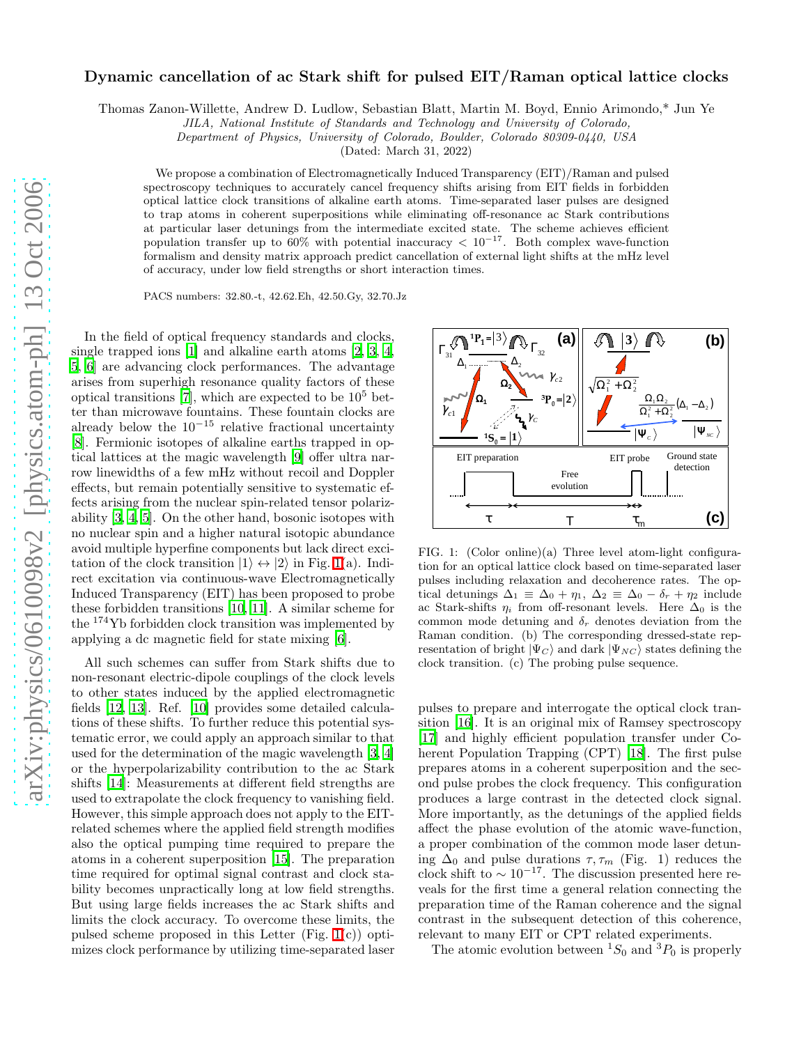# Dynamic cancellation of ac Stark shift for pulsed EIT/Raman optical lattice clocks

Thomas Zanon-Willette, Andrew D. Ludlow, Sebastian Blatt, Martin M. Boyd, Ennio Arimondo,* Jun Ye

*JILA, National Institute of Standards and Technology and University of Colorado, Department of Physics, University of Colorado, Boulder, Colorado 80309-0440, USA*

(Dated: March 31, 2022)

We propose a combination of Electromagnetically Induced Transparency (EIT)/Raman and pulsed spectroscopy techniques to accurately cancel frequency shifts arising from EIT fields in forbidden optical lattice clock transitions of alkaline earth atoms. Time-separated laser pulses are designed to trap atoms in coherent superpositions while eliminating off-resonance ac Stark contributions at particular laser detunings from the intermediate excited state. The scheme achieves efficient population transfer up to 60% with potential inaccuracy $< 10^{-17}$. Both complex wave-function formalism and density matrix approach predict cancellation of external light shifts at the mHz level of accuracy, under low field strengths or short interaction times.

PACS numbers: 32.80.-t, 42.62.Eh, 42.50.Gy, 32.70.Jz

In the field of optical frequency standards and clocks, single trapped ions [1] and alkaline earth atoms [2, 3, 4, 5, 6] are advancing clock performances. The advantage arises from superhigh resonance quality factors of these optical transitions [7], which are expected to be $10^5$ better than microwave fountains. These fountain clocks are already below the $10^{-15}$ relative fractional uncertainty [8]. Fermionic isotopes of alkaline earths trapped in optical lattices at the magic wavelength [9] offer ultra narrow linewidths of a few mHz without recoil and Doppler effects, but remain potentially sensitive to systematic effects arising from the nuclear spin-related tensor polarizability [3, 4, 5]. On the other hand, bosonic isotopes with no nuclear spin and a higher natural isotopic abundance avoid multiple hyperfine components but lack direct excitation of the clock transition $|1\rangle \leftrightarrow |2\rangle$ in Fig. 1(a). Indirect excitation via continuous-wave Electromagnetically Induced Transparency (EIT) has been proposed to probe these forbidden transitions [10, 11]. A similar scheme for the $^{174}$Yb forbidden clock transition was implemented by applying a dc magnetic field for state mixing [6].

All such schemes can suffer from Stark shifts due to non-resonant electric-dipole couplings of the clock levels to other states induced by the applied electromagnetic fields [12, 13]. Ref. [10] provides some detailed calculations of these shifts. To further reduce this potential systematic error, we could apply an approach similar to that used for the determination of the magic wavelength [3, 4] or the hyperpolarizability contribution to the ac Stark shifts [14]: Measurements at different field strengths are used to extrapolate the clock frequency to vanishing field. However, this simple approach does not apply to the EIT-related schemes where the applied field strength modifies also the optical pumping time required to prepare the atoms in a coherent superposition [15]. The preparation time required for optimal signal contrast and clock stability becomes unpractically long at low field strengths. But using large fields increases the ac Stark shifts and limits the clock accuracy. To overcome these limits, the pulsed scheme proposed in this Letter (Fig. 1(c)) optimizes clock performance by utilizing time-separated laser pulses to prepare and interrogate the optical clock transition [16]. It is an original mix of Ramsey spectroscopy [17] and highly efficient population transfer under Coherent Population Trapping (CPT) [18]. The first pulse prepares atoms in a coherent superposition and the second pulse probes the clock frequency. This configuration produces a large contrast in the detected clock signal. More importantly, as the detunings of the applied fields affect the phase evolution of the atomic wave-function, a proper combination of the common mode laser detuning $\Delta_0$ and pulse durations $\tau, \tau_m$ (Fig. 1) reduces the clock shift to $\sim 10^{-17}$. The discussion presented here reveals for the first time a general relation connecting the preparation time of the Raman coherence and the signal contrast in the subsequent detection of this coherence, relevant to many EIT or CPT related experiments.

FIG. 1: (Color online)(a) Three level atom-light configuration for an optical lattice clock based on time-separated laser pulses including relaxation and decoherence rates. The optical detunings $\Delta_1 \equiv \Delta_0 + \eta_1$, $\Delta_2 \equiv \Delta_0 - \delta_r + \eta_2$ include ac Stark-shifts $\eta_i$ from off-resonant levels. Here $\Delta_0$ is the common mode detuning and $\delta_r$ denotes deviation from the Raman condition. (b) The corresponding dressed-state representation of bright $|\Psi_C\rangle$ and dark $|\Psi_{NC}\rangle$ states defining the clock transition. (c) The probing pulse sequence.

The atomic evolution between $^1S_0$ and $^3P_0$ is properly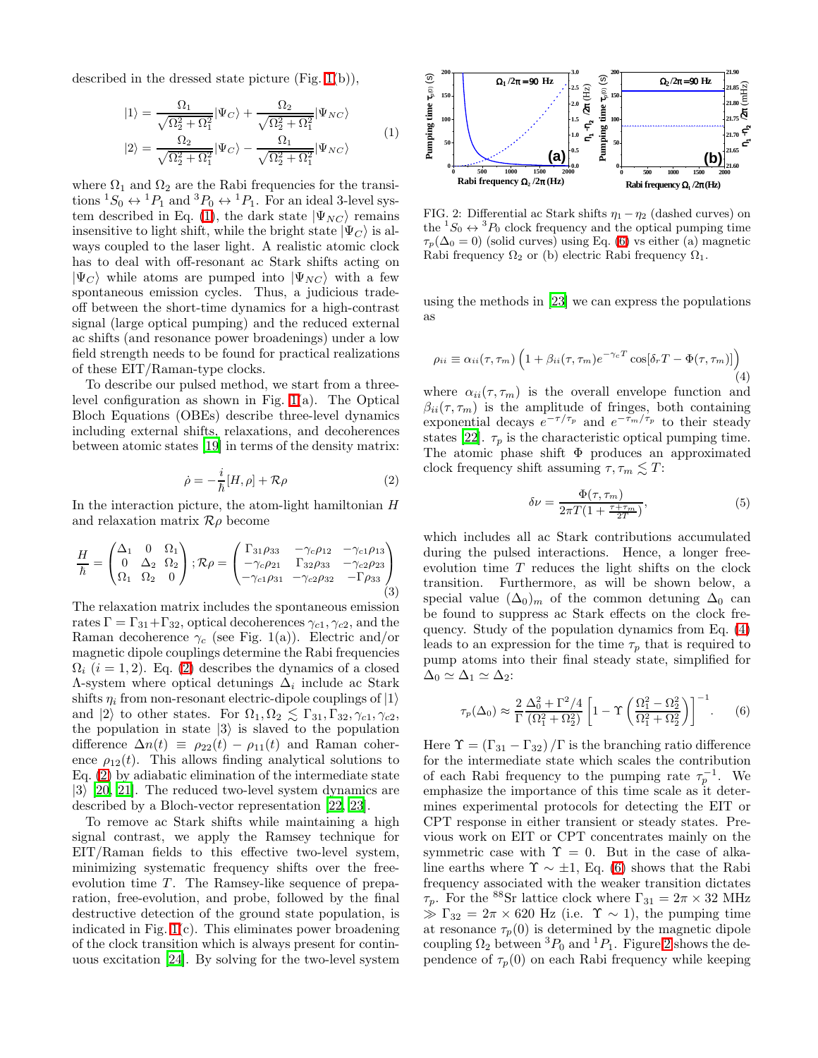described in the dressed state picture (Fig. 1(b)),

$$
\begin{aligned}
|1\rangle &= \frac{\Omega_1}{\sqrt{\Omega_2^2+\Omega_1^2}}|\Psi_C\rangle + \frac{\Omega_2}{\sqrt{\Omega_2^2+\Omega_1^2}}|\Psi_{NC}\rangle \\
|2\rangle &= \frac{\Omega_2}{\sqrt{\Omega_2^2+\Omega_1^2}}|\Psi_C\rangle - \frac{\Omega_1}{\sqrt{\Omega_2^2+\Omega_1^2}}|\Psi_{NC}\rangle
\end{aligned}
\tag{1}
$$

where $\Omega_1$ and $\Omega_2$ are the Rabi frequencies for the transitions $^1S_0 \leftrightarrow {}^1P_1$ and $^3P_0 \leftrightarrow {}^1P_1$. For an ideal 3-level system described in Eq. (1), the dark state $|\Psi_{NC}\rangle$ remains insensitive to light shift, while the bright state $|\Psi_C\rangle$ is always coupled to the laser light. A realistic atomic clock has to deal with off-resonant ac Stark shifts acting on $|\Psi_C\rangle$ while atoms are pumped into $|\Psi_{NC}\rangle$ with a few spontaneous emission cycles. Thus, a judicious trade-off between the short-time dynamics for a high-contrast signal (large optical pumping) and the reduced external ac shifts (and resonance power broadenings) under a low field strength needs to be found for practical realizations of these EIT/Raman-type clocks.

To describe our pulsed method, we start from a three-level configuration as shown in Fig. 1(a). The Optical Bloch Equations (OBEs) describe three-level dynamics including external shifts, relaxations, and decoherences between atomic states [19] in terms of the density matrix:

$$
\dot{\rho} = -\frac{i}{\hbar}[H,\rho] + \mathcal{R}\rho \tag{2}
$$

In the interaction picture, the atom-light hamiltonian $H$ and relaxation matrix $\mathcal{R}\rho$ become

$$
\frac{H}{\hbar} = \begin{pmatrix} \Delta_1 & 0 & \Omega_1 \\ 0 & \Delta_2 & \Omega_2 \\ \Omega_1 & \Omega_2 & 0 \end{pmatrix}; \mathcal{R}\rho = \begin{pmatrix} \Gamma_{31}\rho_{33} & -\gamma_c\rho_{12} & -\gamma_{c1}\rho_{13} \\ -\gamma_c\rho_{21} & \Gamma_{32}\rho_{33} & -\gamma_{c2}\rho_{23} \\ -\gamma_{c1}\rho_{31} & -\gamma_{c2}\rho_{32} & -\Gamma\rho_{33} \end{pmatrix}
\tag{3}
$$

The relaxation matrix includes the spontaneous emission rates $\Gamma = \Gamma_{31}+\Gamma_{32}$, optical decoherences $\gamma_{c1}, \gamma_{c2}$, and the Raman decoherence $\gamma_c$ (see Fig. 1(a)). Electric and/or magnetic dipole couplings determine the Rabi frequencies $\Omega_i$ $(i = 1, 2)$. Eq. (2) describes the dynamics of a closed Λ-system where optical detunings $\Delta_i$ include ac Stark shifts $\eta_i$ from non-resonant electric-dipole couplings of $|1\rangle$ and $|2\rangle$ to other states. For $\Omega_1, \Omega_2 \lesssim \Gamma_{31}, \Gamma_{32}, \gamma_{c1}, \gamma_{c2}$, the population in state $|3\rangle$ is slaved to the population difference $\Delta n(t) \equiv \rho_{22}(t) - \rho_{11}(t)$ and Raman coherence $\rho_{12}(t)$. This allows finding analytical solutions to Eq. (2) by adiabatic elimination of the intermediate state $|3\rangle$ [20, 21]. The reduced two-level system dynamics are described by a Bloch-vector representation [22, 23].

To remove ac Stark shifts while maintaining a high signal contrast, we apply the Ramsey technique for EIT/Raman fields to this effective two-level system, minimizing systematic frequency shifts over the free-evolution time $T$. The Ramsey-like sequence of preparation, free-evolution, and probe, followed by the final destructive detection of the ground state population, is indicated in Fig. 1(c). This eliminates power broadening of the clock transition which is always present for continuous excitation [24]. By solving for the two-level system using the methods in [23] we can express the populations as

$$
\rho_{ii} \equiv \alpha_{ii}(\tau,\tau_m)\left(1+\beta_{ii}(\tau,\tau_m)e^{-\gamma_c T}\cos[\delta_r T - \Phi(\tau,\tau_m)]\right) \tag{4}
$$

where $\alpha_{ii}(\tau,\tau_m)$ is the overall envelope function and $\beta_{ii}(\tau,\tau_m)$ is the amplitude of fringes, both containing exponential decays $e^{-\tau/\tau_p}$ and $e^{-\tau_m/\tau_p}$ to their steady states [22]. $\tau_p$ is the characteristic optical pumping time. The atomic phase shift $\Phi$ produces an approximated clock frequency shift assuming $\tau, \tau_m \lesssim T$:

$$
\delta\nu = \frac{\Phi(\tau,\tau_m)}{2\pi T(1+\frac{\tau+\tau_m}{2T})}, \tag{5}
$$

which includes all ac Stark contributions accumulated during the pulsed interactions. Hence, a longer free-evolution time $T$ reduces the light shifts on the clock transition. Furthermore, as will be shown below, a special value $(\Delta_0)_m$ of the common detuning $\Delta_0$ can be found to suppress ac Stark effects on the clock frequency. Study of the population dynamics from Eq. (4) leads to an expression for the time $\tau_p$ that is required to pump atoms into their final steady state, simplified for $\Delta_0 \simeq \Delta_1 \simeq \Delta_2$:

$$
\tau_p(\Delta_0) \approx \frac{2}{\Gamma}\frac{\Delta_0^2+\Gamma^2/4}{(\Omega_1^2+\Omega_2^2)}\left[1-\Upsilon\left(\frac{\Omega_1^2-\Omega_2^2}{\Omega_1^2+\Omega_2^2}\right)\right]^{-1}. \tag{6}
$$

Here $\Upsilon = (\Gamma_{31}-\Gamma_{32})/\Gamma$ is the branching ratio difference for the intermediate state which scales the contribution of each Rabi frequency to the pumping rate $\tau_p^{-1}$. We emphasize the importance of this time scale as it determines experimental protocols for detecting the EIT or CPT response in either transient or steady states. Previous work on EIT or CPT concentrates mainly on the symmetric case with $\Upsilon = 0$. But in the case of alkaline earths where $\Upsilon \sim \pm 1$, Eq. (6) shows that the Rabi frequency associated with the weaker transition dictates $\tau_p$. For the $^{88}$Sr lattice clock where $\Gamma_{31} = 2\pi \times 32$ MHz $\gg \Gamma_{32} = 2\pi \times 620$ Hz (i.e. $\Upsilon \sim 1$), the pumping time at resonance $\tau_p(0)$ is determined by the magnetic dipole coupling $\Omega_2$ between $^3P_0$ and $^1P_1$. Figure 2 shows the dependence of $\tau_p(0)$ on each Rabi frequency while keeping

FIG. 2: Differential ac Stark shifts $\eta_1 - \eta_2$ (dashed curves) on the $^1S_0 \leftrightarrow {}^3P_0$ clock frequency and the optical pumping time $\tau_p(\Delta_0 = 0)$ (solid curves) using Eq. (6) vs either (a) magnetic Rabi frequency $\Omega_2$ or (b) electric Rabi frequency $\Omega_1$.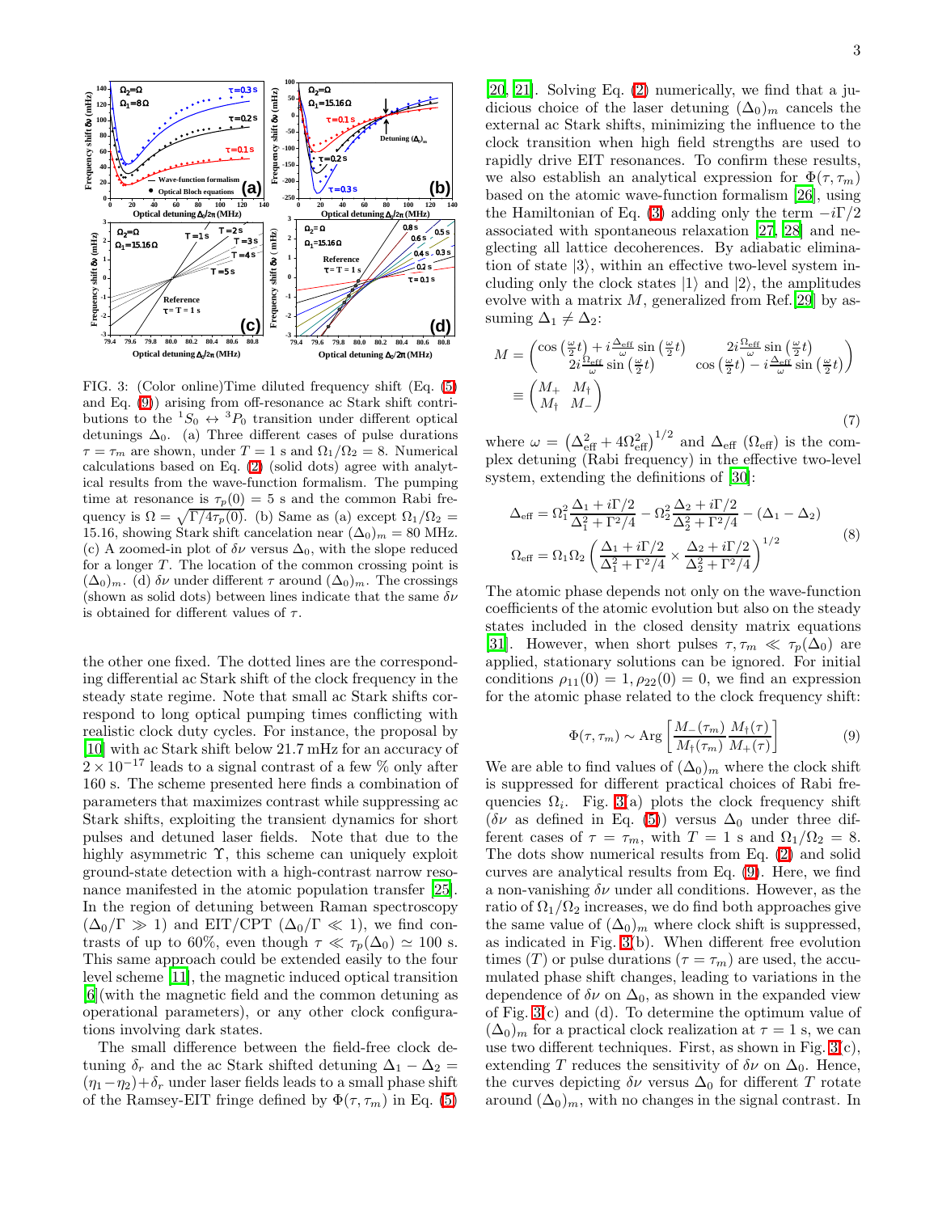FIG. 3: (Color online)Time diluted frequency shift (Eq. (5) and Eq. (9)) arising from off-resonance ac Stark shift contributions to the $^1S_0 \leftrightarrow {}^3P_0$ transition under different optical detunings $\Delta_0$. (a) Three different cases of pulse durations $\tau = \tau_m$ are shown, under $T = 1$ s and $\Omega_1/\Omega_2 = 8$. Numerical calculations based on Eq. (2) (solid dots) agree with analytical results from the wave-function formalism. The pumping time at resonance is $\tau_p(0) = 5$ s and the common Rabi frequency is $\Omega = \sqrt{\Gamma/4\tau_p(0)}$. (b) Same as (a) except $\Omega_1/\Omega_2 = 15.16$, showing Stark shift cancelation near $(\Delta_0)_m = 80$ MHz. (c) A zoomed-in plot of $\delta\nu$ versus $\Delta_0$, with the slope reduced for a longer $T$. The location of the common crossing point is $(\Delta_0)_m$. (d) $\delta\nu$ under different $\tau$ around $(\Delta_0)_m$. The crossings (shown as solid dots) between lines indicate that the same $\delta\nu$ is obtained for different values of $\tau$.

the other one fixed. The dotted lines are the corresponding differential ac Stark shift of the clock frequency in the steady state regime. Note that small ac Stark shifts correspond to long optical pumping times conflicting with realistic clock duty cycles. For instance, the proposal by [10] with ac Stark shift below 21.7 mHz for an accuracy of $2 \times 10^{-17}$ leads to a signal contrast of a few % only after 160 s. The scheme presented here finds a combination of parameters that maximizes contrast while suppressing ac Stark shifts, exploiting the transient dynamics for short pulses and detuned laser fields. Note that due to the highly asymmetric $\Upsilon$, this scheme can uniquely exploit ground-state detection with a high-contrast narrow resonance manifested in the atomic population transfer [25]. In the region of detuning between Raman spectroscopy ($\Delta_0/\Gamma \gg 1$) and EIT/CPT ($\Delta_0/\Gamma \ll 1$), we find contrasts of up to 60%, even though $\tau \ll \tau_p(\Delta_0) \simeq 100$ s. This same approach could be extended easily to the four level scheme [11], the magnetic induced optical transition [6](with the magnetic field and the common detuning as operational parameters), or any other clock configurations involving dark states.

The small difference between the field-free clock detuning $\delta_r$ and the ac Stark shifted detuning $\Delta_1 - \Delta_2 = (\eta_1 - \eta_2) + \delta_r$ under laser fields leads to a small phase shift of the Ramsey-EIT fringe defined by $\Phi(\tau, \tau_m)$ in Eq. (5) [20, 21]. Solving Eq. (2) numerically, we find that a judicious choice of the laser detuning $(\Delta_0)_m$ cancels the external ac Stark shifts, minimizing the influence to the clock transition when high field strengths are used to rapidly drive EIT resonances. To confirm these results, we also establish an analytical expression for $\Phi(\tau, \tau_m)$ based on the atomic wave-function formalism [26], using the Hamiltonian of Eq. (3) adding only the term $-i\Gamma/2$ associated with spontaneous relaxation [27, 28] and neglecting all lattice decoherences. By adiabatic elimination of state $|3\rangle$, within an effective two-level system including only the clock states $|1\rangle$ and $|2\rangle$, the amplitudes evolve with a matrix $M$, generalized from Ref.[29] by assuming $\Delta_1 \neq \Delta_2$:

$$
\begin{aligned}
M &= \begin{pmatrix} \cos\left(\frac{\omega}{2}t\right) + i\frac{\Delta_{\text{eff}}}{\omega}\sin\left(\frac{\omega}{2}t\right) & 2i\frac{\Omega_{\text{eff}}}{\omega}\sin\left(\frac{\omega}{2}t\right) \\ 2i\frac{\Omega_{\text{eff}}}{\omega}\sin\left(\frac{\omega}{2}t\right) & \cos\left(\frac{\omega}{2}t\right) - i\frac{\Delta_{\text{eff}}}{\omega}\sin\left(\frac{\omega}{2}t\right) \end{pmatrix} \\
&\equiv \begin{pmatrix} M_+ & M_\dagger \\ M_\dagger & M_- \end{pmatrix}
\end{aligned}
\tag{7}
$$

where $\omega = \left(\Delta_{\text{eff}}^2 + 4\Omega_{\text{eff}}^2\right)^{1/2}$ and $\Delta_{\text{eff}}$ ($\Omega_{\text{eff}}$) is the complex detuning (Rabi frequency) in the effective two-level system, extending the definitions of [30]:

$$
\begin{aligned}
\Delta_{\text{eff}} &= \Omega_1^2 \frac{\Delta_1 + i\Gamma/2}{\Delta_1^2 + \Gamma^2/4} - \Omega_2^2 \frac{\Delta_2 + i\Gamma/2}{\Delta_2^2 + \Gamma^2/4} - (\Delta_1 - \Delta_2) \\
\Omega_{\text{eff}} &= \Omega_1\Omega_2 \left(\frac{\Delta_1 + i\Gamma/2}{\Delta_1^2 + \Gamma^2/4} \times \frac{\Delta_2 + i\Gamma/2}{\Delta_2^2 + \Gamma^2/4}\right)^{1/2}
\end{aligned}
\tag{8}
$$

The atomic phase depends not only on the wave-function coefficients of the atomic evolution but also on the steady states included in the closed density matrix equations [31]. However, when short pulses $\tau, \tau_m \ll \tau_p(\Delta_0)$ are applied, stationary solutions can be ignored. For initial conditions $\rho_{11}(0) = 1, \rho_{22}(0) = 0$, we find an expression for the atomic phase related to the clock frequency shift:

$$
\Phi(\tau, \tau_m) \sim \text{Arg}\left[\frac{M_-(\tau_m)}{M_\dagger(\tau_m)} \frac{M_\dagger(\tau)}{M_+(\tau)}\right] \tag{9}
$$

We are able to find values of $(\Delta_0)_m$ where the clock shift is suppressed for different practical choices of Rabi frequencies $\Omega_i$. Fig. 3(a) plots the clock frequency shift ($\delta\nu$ as defined in Eq. (5)) versus $\Delta_0$ under three different cases of $\tau = \tau_m$, with $T = 1$ s and $\Omega_1/\Omega_2 = 8$. The dots show numerical results from Eq. (2) and solid curves are analytical results from Eq. (9). Here, we find a non-vanishing $\delta\nu$ under all conditions. However, as the ratio of $\Omega_1/\Omega_2$ increases, we do find both approaches give the same value of $(\Delta_0)_m$ where clock shift is suppressed, as indicated in Fig. 3(b). When different free evolution times ($T$) or pulse durations ($\tau = \tau_m$) are used, the accumulated phase shift changes, leading to variations in the dependence of $\delta\nu$ on $\Delta_0$, as shown in the expanded view of Fig. 3(c) and (d). To determine the optimum value of $(\Delta_0)_m$ for a practical clock realization at $\tau = 1$ s, we can use two different techniques. First, as shown in Fig. 3(c), extending $T$ reduces the sensitivity of $\delta\nu$ on $\Delta_0$. Hence, the curves depicting $\delta\nu$ versus $\Delta_0$ for different $T$ rotate around $(\Delta_0)_m$, with no changes in the signal contrast. In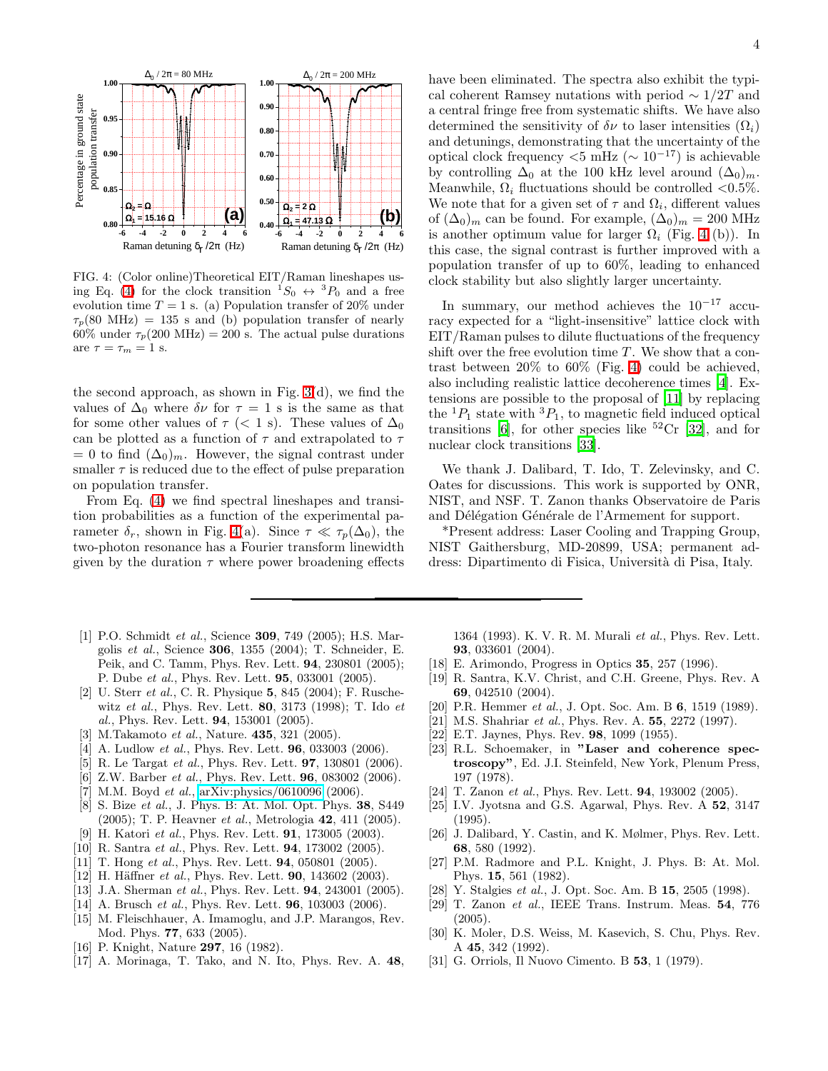FIG. 4: (Color online)Theoretical EIT/Raman lineshapes using Eq. (4) for the clock transition ${}^1S_0 \leftrightarrow {}^3P_0$ and a free evolution time $T = 1$ s. (a) Population transfer of 20% under $\tau_p$(80 MHz) = 135 s and (b) population transfer of nearly 60% under $\tau_p$(200 MHz) = 200 s. The actual pulse durations are $\tau = \tau_m = 1$ s.

the second approach, as shown in Fig. 3(d), we find the values of $\Delta_0$ where $\delta\nu$ for $\tau = 1$ s is the same as that for some other values of $\tau$ (< 1 s). These values of $\Delta_0$ can be plotted as a function of $\tau$ and extrapolated to $\tau = 0$ to find $(\Delta_0)_m$. However, the signal contrast under smaller $\tau$ is reduced due to the effect of pulse preparation on population transfer.

From Eq. (4) we find spectral lineshapes and transition probabilities as a function of the experimental parameter $\delta_r$, shown in Fig. 4(a). Since $\tau \ll \tau_p(\Delta_0)$, the two-photon resonance has a Fourier transform linewidth given by the duration $\tau$ where power broadening effects have been eliminated. The spectra also exhibit the typical coherent Ramsey nutations with period $\sim 1/2T$ and a central fringe free from systematic shifts. We have also determined the sensitivity of $\delta\nu$ to laser intensities ($\Omega_i$) and detunings, demonstrating that the uncertainty of the optical clock frequency <5 mHz ($\sim 10^{-17}$) is achievable by controlling $\Delta_0$ at the 100 kHz level around $(\Delta_0)_m$. Meanwhile, $\Omega_i$ fluctuations should be controlled <0.5%. We note that for a given set of $\tau$ and $\Omega_i$, different values of $(\Delta_0)_m$ can be found. For example, $(\Delta_0)_m = 200$ MHz is another optimum value for larger $\Omega_i$ (Fig. 4(b)). In this case, the signal contrast is further improved with a population transfer of up to 60%, leading to enhanced clock stability but also slightly larger uncertainty.

In summary, our method achieves the $10^{-17}$ accuracy expected for a "light-insensitive" lattice clock with EIT/Raman pulses to dilute fluctuations of the frequency shift over the free evolution time $T$. We show that a contrast between 20% to 60% (Fig. 4) could be achieved, also including realistic lattice decoherence times [4]. Extensions are possible to the proposal of [11] by replacing the ${}^1P_1$ state with ${}^3P_1$, to magnetic field induced optical transitions [6], for other species like ${}^{52}$Cr [32], and for nuclear clock transitions [33].

We thank J. Dalibard, T. Ido, T. Zelevinsky, and C. Oates for discussions. This work is supported by ONR, NIST, and NSF. T. Zanon thanks Observatoire de Paris and Délégation Générale de l'Armement for support.

*Present address: Laser Cooling and Trapping Group, NIST Gaithersburg, MD-20899, USA; permanent address: Dipartimento di Fisica, Università di Pisa, Italy.

---

[1] P.O. Schmidt *et al.*, Science **309**, 749 (2005); H.S. Margolis *et al.*, Science **306**, 1355 (2004); T. Schneider, E. Peik, and C. Tamm, Phys. Rev. Lett. **94**, 230801 (2005); P. Dube *et al.*, Phys. Rev. Lett. **95**, 033001 (2005).
[2] U. Sterr *et al.*, C. R. Physique **5**, 845 (2004); F. Ruschewitz *et al.*, Phys. Rev. Lett. **80**, 3173 (1998); T. Ido *et al.*, Phys. Rev. Lett. **94**, 153001 (2005).
[3] M.Takamoto *et al.*, Nature. **435**, 321 (2005).
[4] A. Ludlow *et al.*, Phys. Rev. Lett. **96**, 033003 (2006).
[5] R. Le Targat *et al.*, Phys. Rev. Lett. **97**, 130801 (2006).
[6] Z.W. Barber *et al.*, Phys. Rev. Lett. **96**, 083002 (2006).
[7] M.M. Boyd *et al.*, arXiv:physics/0610096 (2006).
[8] S. Bize *et al.*, J. Phys. B: At. Mol. Opt. Phys. **38**, S449 (2005); T. P. Heavner *et al.*, Metrologia **42**, 411 (2005).
[9] H. Katori *et al.*, Phys. Rev. Lett. **91**, 173005 (2003).
[10] R. Santra *et al.*, Phys. Rev. Lett. **94**, 173002 (2005).
[11] T. Hong *et al.*, Phys. Rev. Lett. **94**, 050801 (2005).
[12] H. Häffner *et al.*, Phys. Rev. Lett. **90**, 143602 (2003).
[13] J.A. Sherman *et al.*, Phys. Rev. Lett. **94**, 243001 (2005).
[14] A. Brusch *et al.*, Phys. Rev. Lett. **96**, 103003 (2006).
[15] M. Fleischhauer, A. Imamoglu, and J.P. Marangos, Rev. Mod. Phys. **77**, 633 (2005).
[16] P. Knight, Nature **297**, 16 (1982).
[17] A. Morinaga, T. Tako, and N. Ito, Phys. Rev. A. **48**, 1364 (1993). K. V. R. M. Murali *et al.*, Phys. Rev. Lett. **93**, 033601 (2004).
[18] E. Arimondo, Progress in Optics **35**, 257 (1996).
[19] R. Santra, K.V. Christ, and C.H. Greene, Phys. Rev. A **69**, 042510 (2004).
[20] P.R. Hemmer *et al.*, J. Opt. Soc. Am. B **6**, 1519 (1989).
[21] M.S. Shahriar *et al.*, Phys. Rev. A. **55**, 2272 (1997).
[22] E.T. Jaynes, Phys. Rev. **98**, 1099 (1955).
[23] R.L. Schoemaker, in **"Laser and coherence spectroscopy"**, Ed. J.I. Steinfeld, New York, Plenum Press, 197 (1978).
[24] T. Zanon *et al.*, Phys. Rev. Lett. **94**, 193002 (2005).
[25] I.V. Jyotsna and G.S. Agarwal, Phys. Rev. A **52**, 3147 (1995).
[26] J. Dalibard, Y. Castin, and K. Mølmer, Phys. Rev. Lett. **68**, 580 (1992).
[27] P.M. Radmore and P.L. Knight, J. Phys. B: At. Mol. Phys. **15**, 561 (1982).
[28] Y. Stalgies *et al.*, J. Opt. Soc. Am. B **15**, 2505 (1998).
[29] T. Zanon *et al.*, IEEE Trans. Instrum. Meas. **54**, 776 (2005).
[30] K. Moler, D.S. Weiss, M. Kasevich, S. Chu, Phys. Rev. A **45**, 342 (1992).
[31] G. Orriols, Il Nuovo Cimento. B **53**, 1 (1979).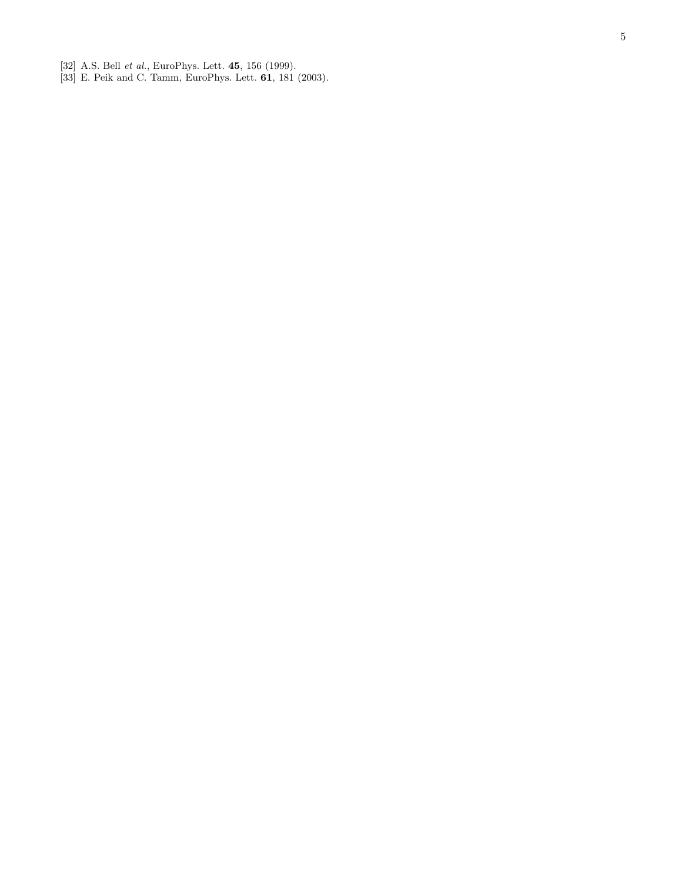[32] A.S. Bell *et al.*, EuroPhys. Lett. **45**, 156 (1999).
[33] E. Peik and C. Tamm, EuroPhys. Lett. **61**, 181 (2003).